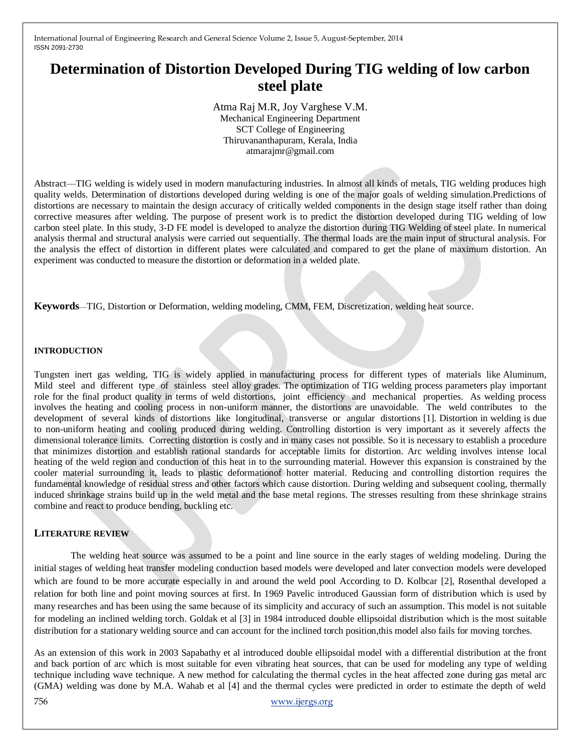# Determination of Distortion Developed During TIG welding of low carbon steel plate

Atma Raj M.R, Joy Varghese V.M.
Mechanical Engineering Department
SCT College of Engineering
Thiruvananthapuram, Kerala, India
atmarajmr@gmail.com

Abstract—TIG welding is widely used in modern manufacturing industries. In almost all kinds of metals, TIG welding produces high quality welds. Determination of distortions developed during welding is one of the major goals of welding simulation.Predictions of distortions are necessary to maintain the design accuracy of critically welded components in the design stage itself rather than doing corrective measures after welding. The purpose of present work is to predict the distortion developed during TIG welding of low carbon steel plate. In this study, 3-D FE model is developed to analyze the distortion during TIG Welding of steel plate. In numerical analysis thermal and structural analysis were carried out sequentially. The thermal loads are the main input of structural analysis. For the analysis the effect of distortion in different plates were calculated and compared to get the plane of maximum distortion. An experiment was conducted to measure the distortion or deformation in a welded plate.

**Keywords**—TIG, Distortion or Deformation, welding modeling, CMM, FEM, Discretization, welding heat source.

## INTRODUCTION

Tungsten inert gas welding, TIG is widely applied in manufacturing process for different types of materials like Aluminum, Mild steel and different type of stainless steel alloy grades. The optimization of TIG welding process parameters play important role for the final product quality in terms of weld distortions, joint efficiency and mechanical properties. As welding process involves the heating and cooling process in non-uniform manner, the distortions are unavoidable. The weld contributes to the development of several kinds of distortions like longitudinal, transverse or angular distortions [1]. Distortion in welding is due to non-uniform heating and cooling produced during welding. Controlling distortion is very important as it severely affects the dimensional tolerance limits. Correcting distortion is costly and in many cases not possible. So it is necessary to establish a procedure that minimizes distortion and establish rational standards for acceptable limits for distortion. Arc welding involves intense local heating of the weld region and conduction of this heat in to the surrounding material. However this expansion is constrained by the cooler material surrounding it, leads to plastic deformationof hotter material. Reducing and controlling distortion requires the fundamental knowledge of residual stress and other factors which cause distortion. During welding and subsequent cooling, thermally induced shrinkage strains build up in the weld metal and the base metal regions. The stresses resulting from these shrinkage strains combine and react to produce bending, buckling etc.

## LITERATURE REVIEW

The welding heat source was assumed to be a point and line source in the early stages of welding modeling. During the initial stages of welding heat transfer modeling conduction based models were developed and later convection models were developed which are found to be more accurate especially in and around the weld pool According to D. Kolbcar [2], Rosenthal developed a relation for both line and point moving sources at first. In 1969 Pavelic introduced Gaussian form of distribution which is used by many researches and has been using the same because of its simplicity and accuracy of such an assumption. This model is not suitable for modeling an inclined welding torch. Goldak et al [3] in 1984 introduced double ellipsoidal distribution which is the most suitable distribution for a stationary welding source and can account for the inclined torch position,this model also fails for moving torches.

As an extension of this work in 2003 Sapabathy et al introduced double ellipsoidal model with a differential distribution at the front and back portion of arc which is most suitable for even vibrating heat sources, that can be used for modeling any type of welding technique including wave technique. A new method for calculating the thermal cycles in the heat affected zone during gas metal arc (GMA) welding was done by M.A. Wahab et al [4] and the thermal cycles were predicted in order to estimate the depth of weld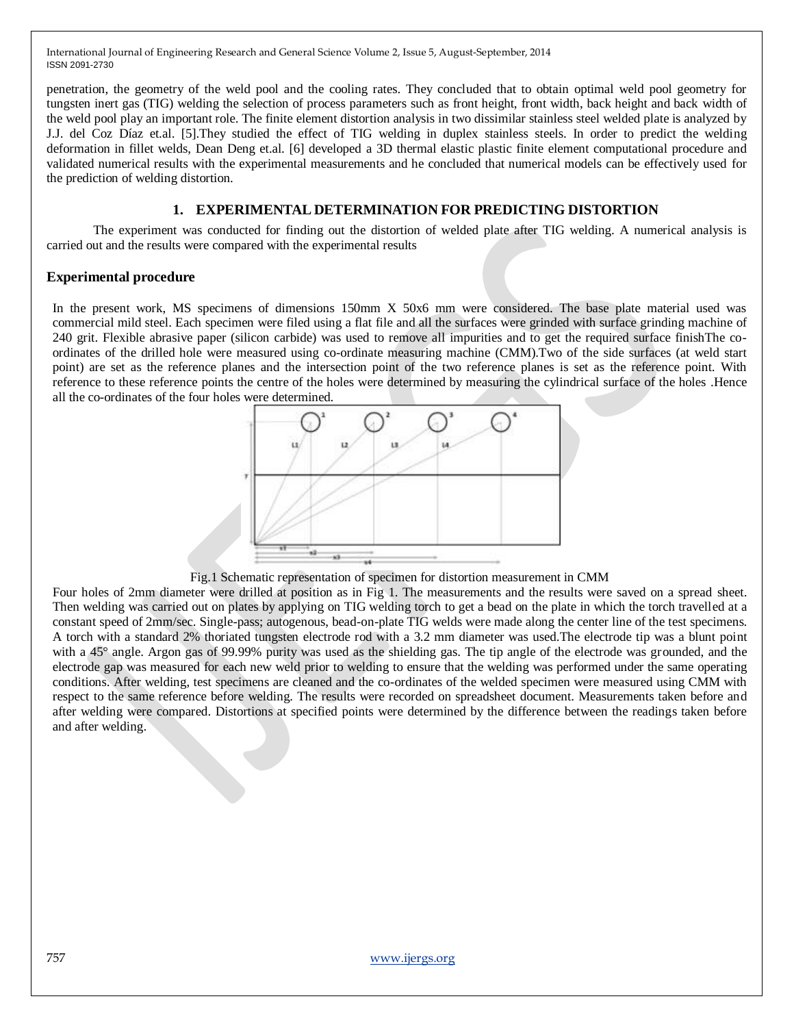penetration, the geometry of the weld pool and the cooling rates. They concluded that to obtain optimal weld pool geometry for tungsten inert gas (TIG) welding the selection of process parameters such as front height, front width, back height and back width of the weld pool play an important role. The finite element distortion analysis in two dissimilar stainless steel welded plate is analyzed by J.J. del Coz Díaz et.al. [5].They studied the effect of TIG welding in duplex stainless steels. In order to predict the welding deformation in fillet welds, Dean Deng et.al. [6] developed a 3D thermal elastic plastic finite element computational procedure and validated numerical results with the experimental measurements and he concluded that numerical models can be effectively used for the prediction of welding distortion.

## 1. EXPERIMENTAL DETERMINATION FOR PREDICTING DISTORTION

The experiment was conducted for finding out the distortion of welded plate after TIG welding. A numerical analysis is carried out and the results were compared with the experimental results

### Experimental procedure

In the present work, MS specimens of dimensions 150mm X 50x6 mm were considered. The base plate material used was commercial mild steel. Each specimen were filed using a flat file and all the surfaces were grinded with surface grinding machine of 240 grit. Flexible abrasive paper (silicon carbide) was used to remove all impurities and to get the required surface finishThe co-ordinates of the drilled hole were measured using co-ordinate measuring machine (CMM).Two of the side surfaces (at weld start point) are set as the reference planes and the intersection point of the two reference planes is set as the reference point. With reference to these reference points the centre of the holes were determined by measuring the cylindrical surface of the holes .Hence all the co-ordinates of the four holes were determined.

Fig.1 Schematic representation of specimen for distortion measurement in CMM

Four holes of 2mm diameter were drilled at position as in Fig 1. The measurements and the results were saved on a spread sheet. Then welding was carried out on plates by applying on TIG welding torch to get a bead on the plate in which the torch travelled at a constant speed of 2mm/sec. Single-pass; autogenous, bead-on-plate TIG welds were made along the center line of the test specimens. A torch with a standard 2% thoriated tungsten electrode rod with a 3.2 mm diameter was used.The electrode tip was a blunt point with a 45° angle. Argon gas of 99.99% purity was used as the shielding gas. The tip angle of the electrode was grounded, and the electrode gap was measured for each new weld prior to welding to ensure that the welding was performed under the same operating conditions. After welding, test specimens are cleaned and the co-ordinates of the welded specimen were measured using CMM with respect to the same reference before welding. The results were recorded on spreadsheet document. Measurements taken before and after welding were compared. Distortions at specified points were determined by the difference between the readings taken before and after welding.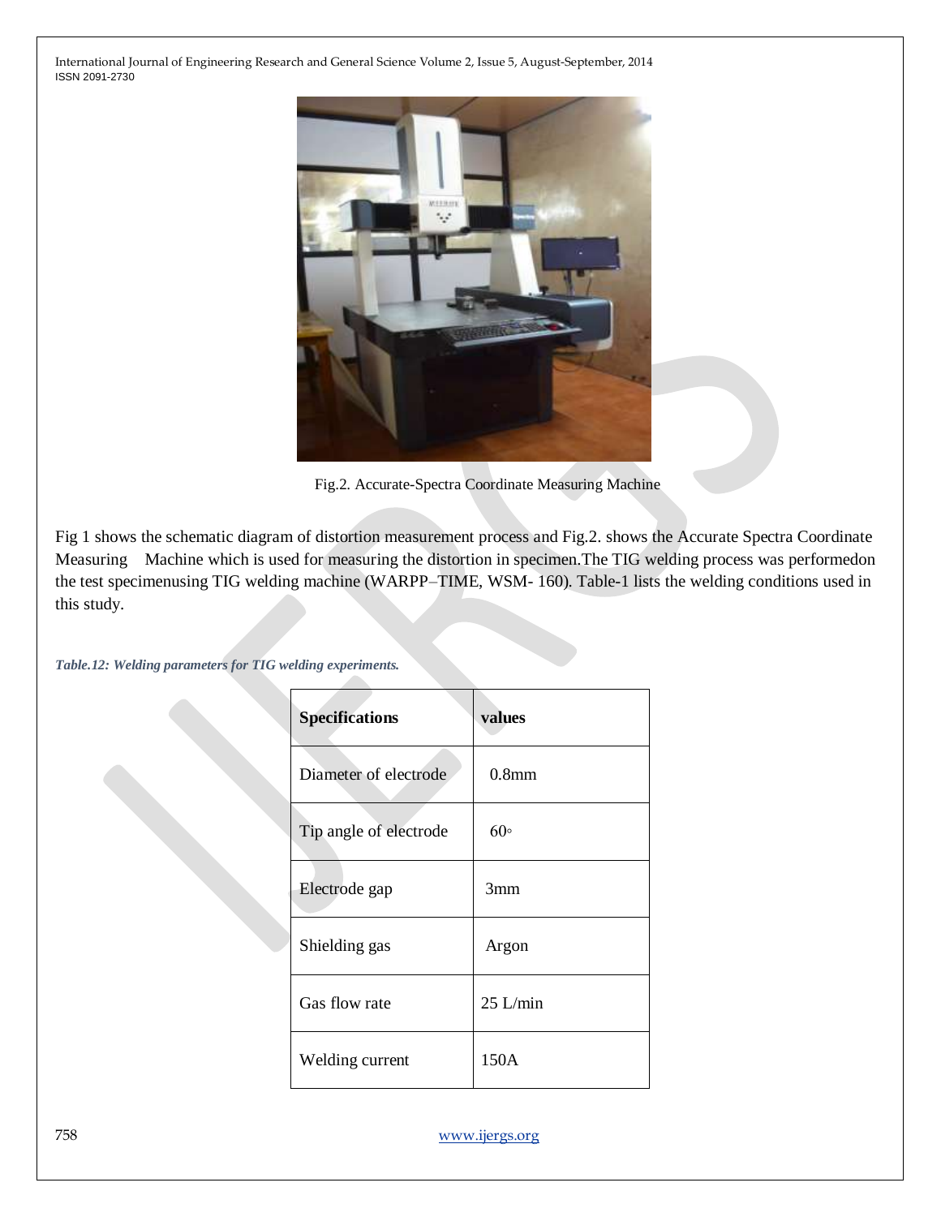Fig.2. Accurate-Spectra Coordinate Measuring Machine

Fig 1 shows the schematic diagram of distortion measurement process and Fig.2. shows the Accurate Spectra Coordinate Measuring Machine which is used for measuring the distortion in specimen.The TIG welding process was performedon the test specimenusing TIG welding machine (WARPP–TIME, WSM- 160). Table-1 lists the welding conditions used in this study.

***Table.12: Welding parameters for TIG welding experiments.***

| **Specifications** | **values** |
| --- | --- |
| Diameter of electrode | 0.8mm |
| Tip angle of electrode | 60◦ |
| Electrode gap | 3mm |
| Shielding gas | Argon |
| Gas flow rate | 25 L/min |
| Welding current | 150A |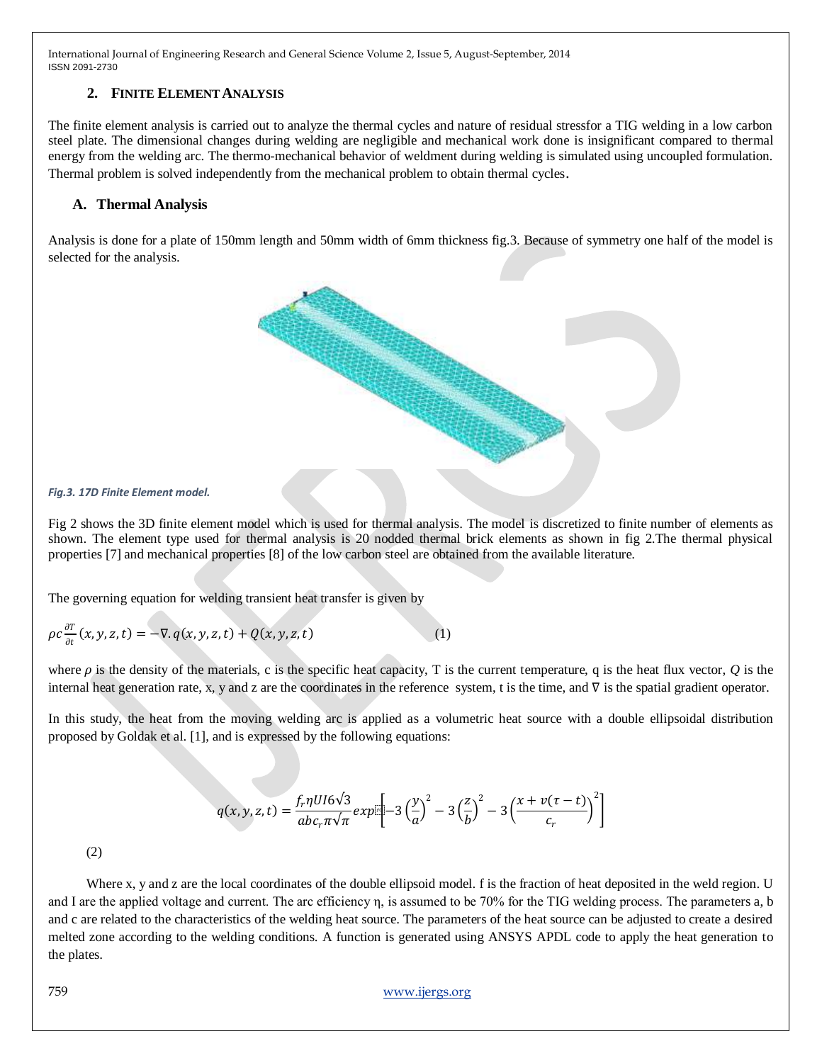## 2. FINITE ELEMENT ANALYSIS

The finite element analysis is carried out to analyze the thermal cycles and nature of residual stressfor a TIG welding in a low carbon steel plate. The dimensional changes during welding are negligible and mechanical work done is insignificant compared to thermal energy from the welding arc. The thermo-mechanical behavior of weldment during welding is simulated using uncoupled formulation. Thermal problem is solved independently from the mechanical problem to obtain thermal cycles.

### A. Thermal Analysis

Analysis is done for a plate of 150mm length and 50mm width of 6mm thickness fig.3. Because of symmetry one half of the model is selected for the analysis.

*Fig.3. 17D Finite Element model.*

Fig 2 shows the 3D finite element model which is used for thermal analysis. The model is discretized to finite number of elements as shown. The element type used for thermal analysis is 20 nodded thermal brick elements as shown in fig 2.The thermal physical properties [7] and mechanical properties [8] of the low carbon steel are obtained from the available literature.

The governing equation for welding transient heat transfer is given by

$$\rho c \frac{\partial T}{\partial t}(x,y,z,t) = -\nabla . q(x,y,z,t) + Q(x,y,z,t) \qquad (1)$$

where $\rho$ is the density of the materials, c is the specific heat capacity, T is the current temperature, q is the heat flux vector, $Q$ is the internal heat generation rate, x, y and z are the coordinates in the reference system, t is the time, and $\nabla$ is the spatial gradient operator.

In this study, the heat from the moving welding arc is applied as a volumetric heat source with a double ellipsoidal distribution proposed by Goldak et al. [1], and is expressed by the following equations:

$$q(x,y,z,t) = \frac{f_r \eta U I 6\sqrt{3}}{abc_r \pi\sqrt{\pi}} exp\left[-3\left(\frac{y}{a}\right)^2 - 3\left(\frac{z}{b}\right)^2 - 3\left(\frac{x+v(\tau-t)}{c_r}\right)^2\right]$$

(2)

Where x, y and z are the local coordinates of the double ellipsoid model. f is the fraction of heat deposited in the weld region. U and I are the applied voltage and current. The arc efficiency η, is assumed to be 70% for the TIG welding process. The parameters a, b and c are related to the characteristics of the welding heat source. The parameters of the heat source can be adjusted to create a desired melted zone according to the welding conditions. A function is generated using ANSYS APDL code to apply the heat generation to the plates.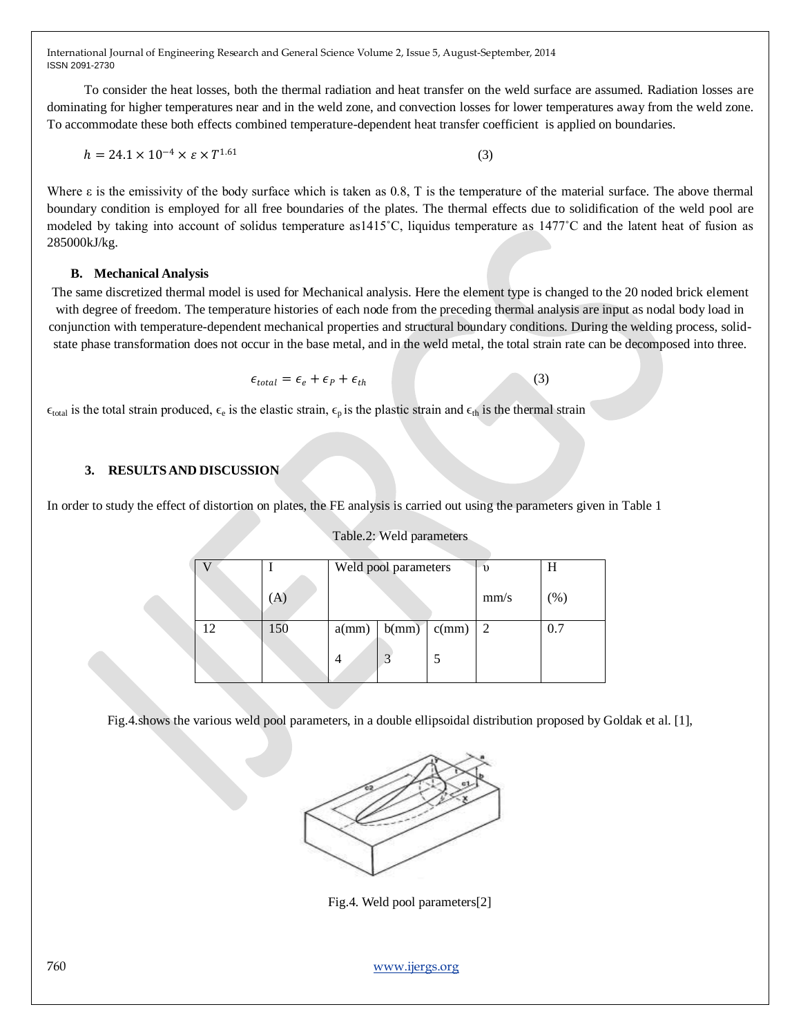To consider the heat losses, both the thermal radiation and heat transfer on the weld surface are assumed. Radiation losses are dominating for higher temperatures near and in the weld zone, and convection losses for lower temperatures away from the weld zone. To accommodate these both effects combined temperature-dependent heat transfer coefficient is applied on boundaries.

$$h = 24.1 \times 10^{-4} \times \varepsilon \times T^{1.61} \tag{3}$$

Where ε is the emissivity of the body surface which is taken as 0.8, T is the temperature of the material surface. The above thermal boundary condition is employed for all free boundaries of the plates. The thermal effects due to solidification of the weld pool are modeled by taking into account of solidus temperature as1415˚C, liquidus temperature as 1477˚C and the latent heat of fusion as 285000kJ/kg.

### B. Mechanical Analysis

The same discretized thermal model is used for Mechanical analysis. Here the element type is changed to the 20 noded brick element with degree of freedom. The temperature histories of each node from the preceding thermal analysis are input as nodal body load in conjunction with temperature-dependent mechanical properties and structural boundary conditions. During the welding process, solid-state phase transformation does not occur in the base metal, and in the weld metal, the total strain rate can be decomposed into three.

$$\epsilon_{total} = \epsilon_e + \epsilon_P + \epsilon_{th} \tag{3}$$

$\epsilon_{total}$ is the total strain produced, $\epsilon_e$ is the elastic strain, $\epsilon_p$ is the plastic strain and $\epsilon_{th}$ is the thermal strain

## 3. RESULTS AND DISCUSSION

In order to study the effect of distortion on plates, the FE analysis is carried out using the parameters given in Table 1

Table.2: Weld parameters

| V | I (A) | Weld pool parameters | | | υ mm/s | H (%) |
|---|---|---|---|---|---|---|
| | | a(mm) | b(mm) | c(mm) | | |
| 12 | 150 | 4 | 3 | 5 | 2 | 0.7 |

Fig.4.shows the various weld pool parameters, in a double ellipsoidal distribution proposed by Goldak et al. [1],

Fig.4. Weld pool parameters[2]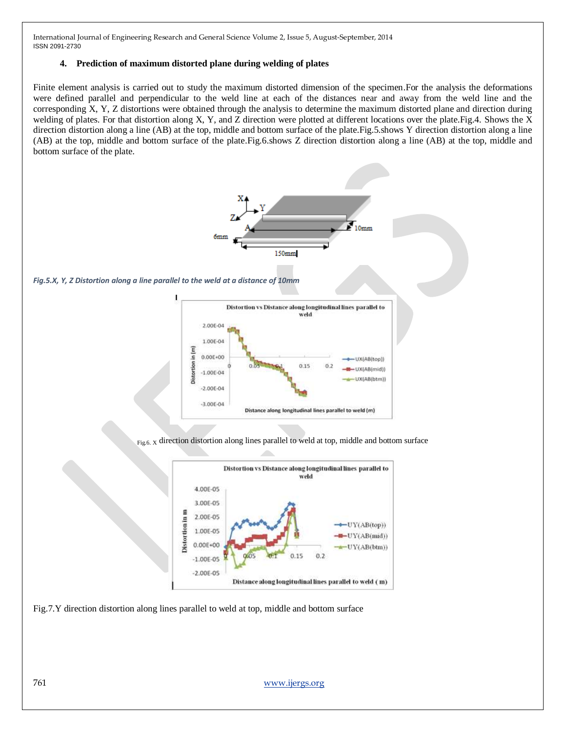## 4. Prediction of maximum distorted plane during welding of plates

Finite element analysis is carried out to study the maximum distorted dimension of the specimen.For the analysis the deformations were defined parallel and perpendicular to the weld line at each of the distances near and away from the weld line and the corresponding X, Y, Z distortions were obtained through the analysis to determine the maximum distorted plane and direction during welding of plates. For that distortion along X, Y, and Z direction were plotted at different locations over the plate.Fig.4. Shows the X direction distortion along a line (AB) at the top, middle and bottom surface of the plate.Fig.5.shows Y direction distortion along a line (AB) at the top, middle and bottom surface of the plate.Fig.6.shows Z direction distortion along a line (AB) at the top, middle and bottom surface of the plate.

*Fig.5.X, Y, Z Distortion along a line parallel to the weld at a distance of 10mm*

Fig.6. X direction distortion along lines parallel to weld at top, middle and bottom surface

Fig.7.Y direction distortion along lines parallel to weld at top, middle and bottom surface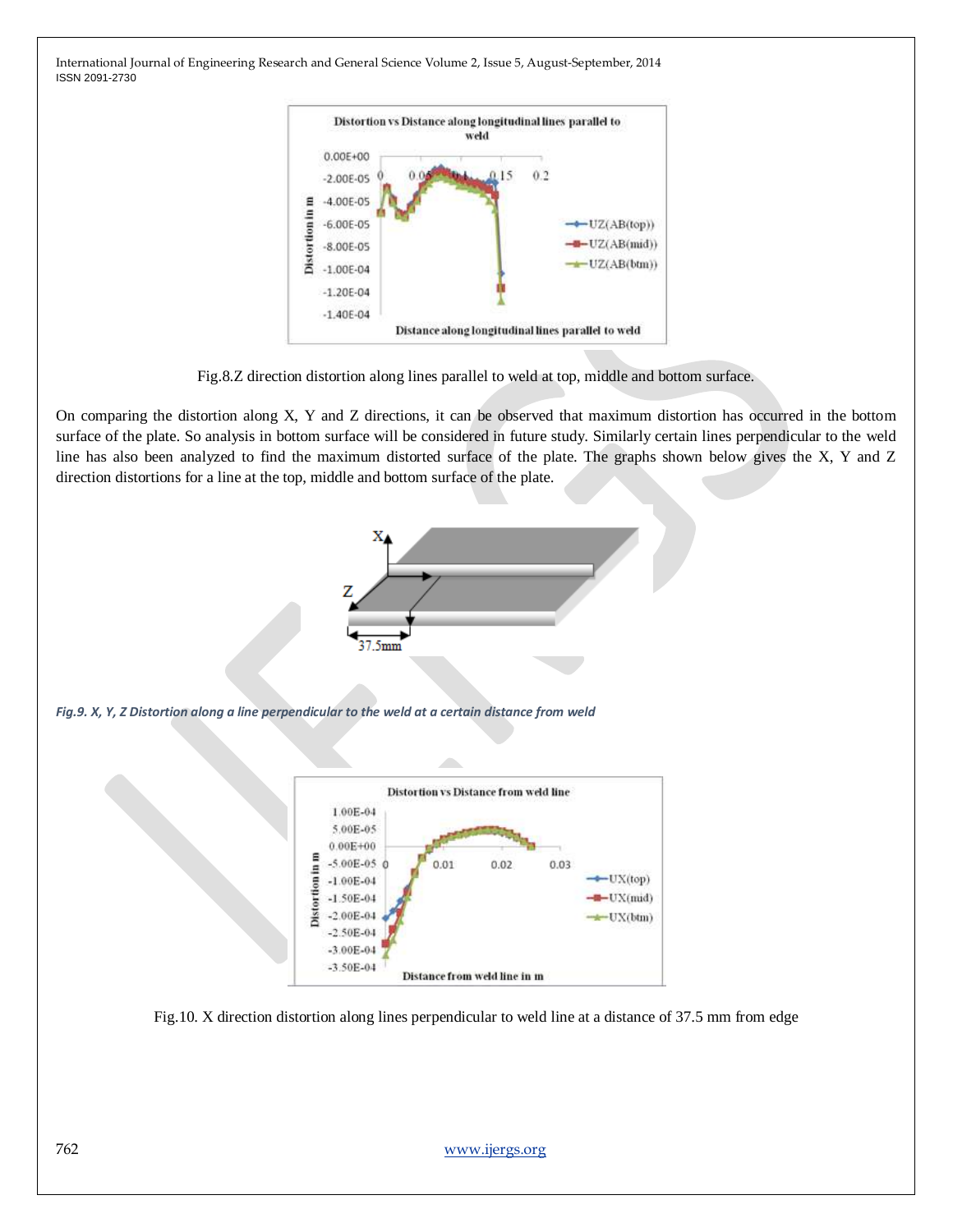Fig.8.Z direction distortion along lines parallel to weld at top, middle and bottom surface.

On comparing the distortion along X, Y and Z directions, it can be observed that maximum distortion has occurred in the bottom surface of the plate. So analysis in bottom surface will be considered in future study. Similarly certain lines perpendicular to the weld line has also been analyzed to find the maximum distorted surface of the plate. The graphs shown below gives the X, Y and Z direction distortions for a line at the top, middle and bottom surface of the plate.

*Fig.9. X, Y, Z Distortion along a line perpendicular to the weld at a certain distance from weld*

Fig.10. X direction distortion along lines perpendicular to weld line at a distance of 37.5 mm from edge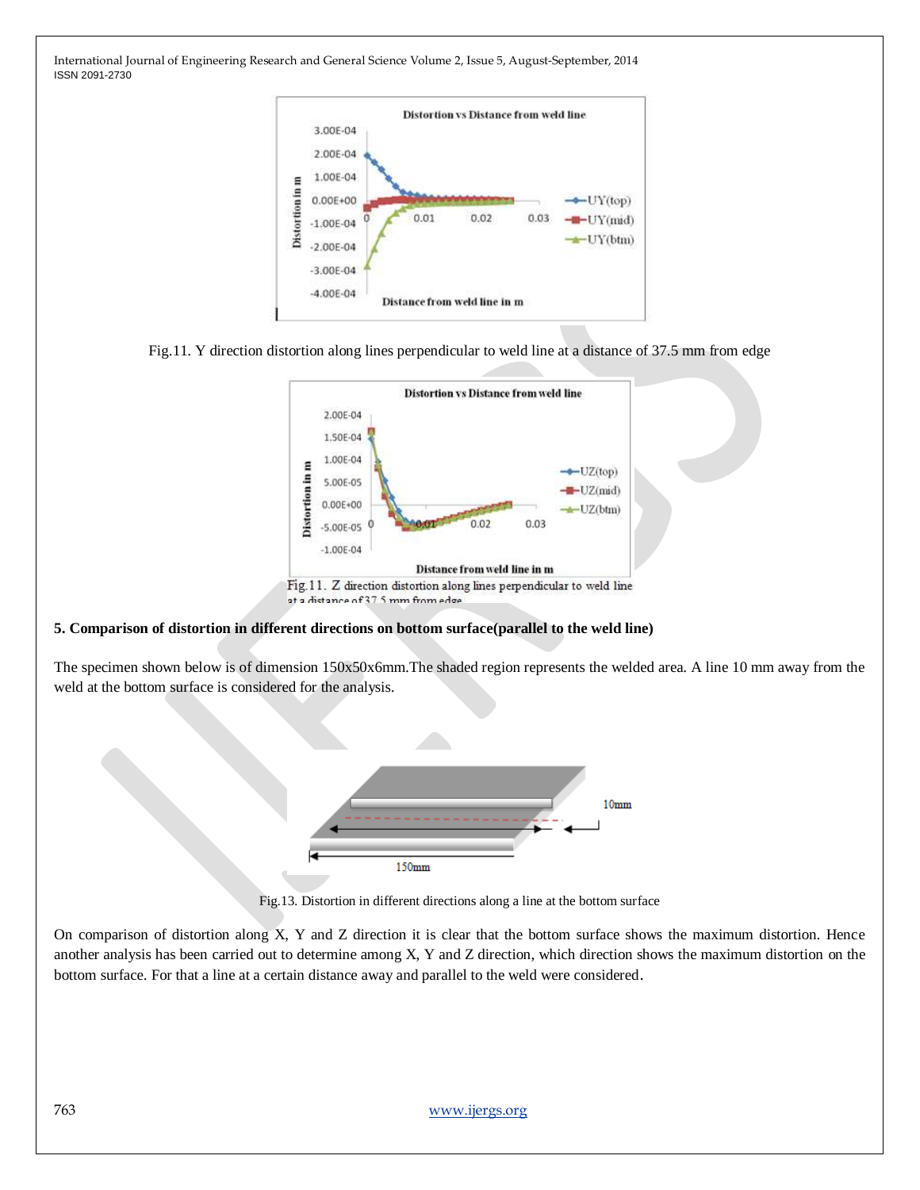Fig.11. Y direction distortion along lines perpendicular to weld line at a distance of 37.5 mm from edge

Fig.11. Z direction distortion along lines perpendicular to weld line at a distance of 37.5 mm from edge

**5. Comparison of distortion in different directions on bottom surface(parallel to the weld line)**

The specimen shown below is of dimension 150x50x6mm.The shaded region represents the welded area. A line 10 mm away from the weld at the bottom surface is considered for the analysis.

Fig.13. Distortion in different directions along a line at the bottom surface

On comparison of distortion along X, Y and Z direction it is clear that the bottom surface shows the maximum distortion. Hence another analysis has been carried out to determine among X, Y and Z direction, which direction shows the maximum distortion on the bottom surface. For that a line at a certain distance away and parallel to the weld were considered.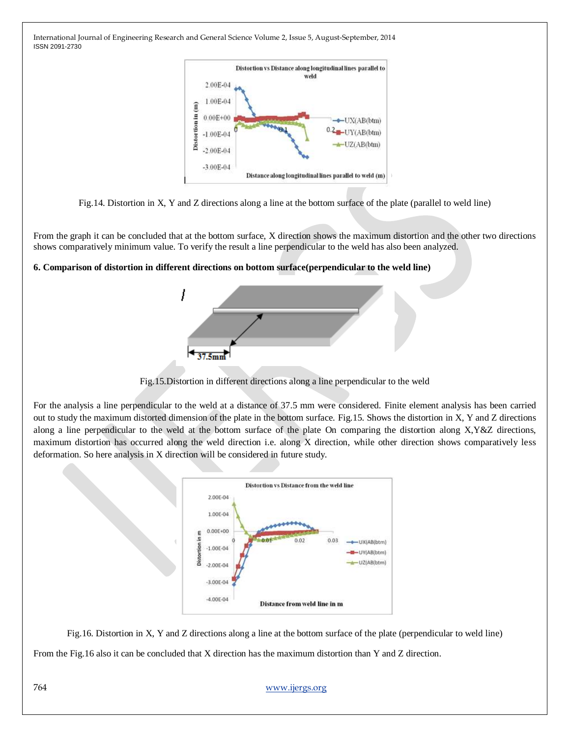Fig.14. Distortion in X, Y and Z directions along a line at the bottom surface of the plate (parallel to weld line)

From the graph it can be concluded that at the bottom surface, X direction shows the maximum distortion and the other two directions shows comparatively minimum value. To verify the result a line perpendicular to the weld has also been analyzed.

**6. Comparison of distortion in different directions on bottom surface(perpendicular to the weld line)**

Fig.15.Distortion in different directions along a line perpendicular to the weld

For the analysis a line perpendicular to the weld at a distance of 37.5 mm were considered. Finite element analysis has been carried out to study the maximum distorted dimension of the plate in the bottom surface. Fig.15. Shows the distortion in X, Y and Z directions along a line perpendicular to the weld at the bottom surface of the plate On comparing the distortion along X,Y&Z directions, maximum distortion has occurred along the weld direction i.e. along X direction, while other direction shows comparatively less deformation. So here analysis in X direction will be considered in future study.

Fig.16. Distortion in X, Y and Z directions along a line at the bottom surface of the plate (perpendicular to weld line)

From the Fig.16 also it can be concluded that X direction has the maximum distortion than Y and Z direction.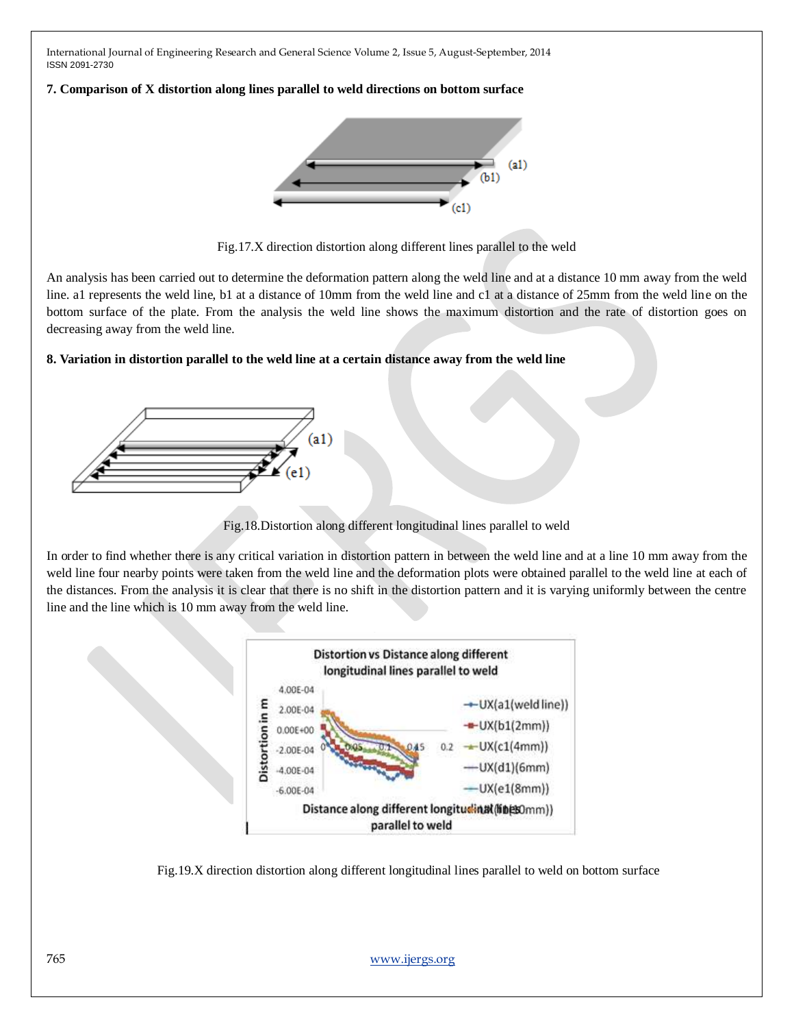## 7. Comparison of X distortion along lines parallel to weld directions on bottom surface

Fig.17.X direction distortion along different lines parallel to the weld

An analysis has been carried out to determine the deformation pattern along the weld line and at a distance 10 mm away from the weld line. a1 represents the weld line, b1 at a distance of 10mm from the weld line and c1 at a distance of 25mm from the weld line on the bottom surface of the plate. From the analysis the weld line shows the maximum distortion and the rate of distortion goes on decreasing away from the weld line.

## 8. Variation in distortion parallel to the weld line at a certain distance away from the weld line

Fig.18.Distortion along different longitudinal lines parallel to weld

In order to find whether there is any critical variation in distortion pattern in between the weld line and at a line 10 mm away from the weld line four nearby points were taken from the weld line and the deformation plots were obtained parallel to the weld line at each of the distances. From the analysis it is clear that there is no shift in the distortion pattern and it is varying uniformly between the centre line and the line which is 10 mm away from the weld line.

Fig.19.X direction distortion along different longitudinal lines parallel to weld on bottom surface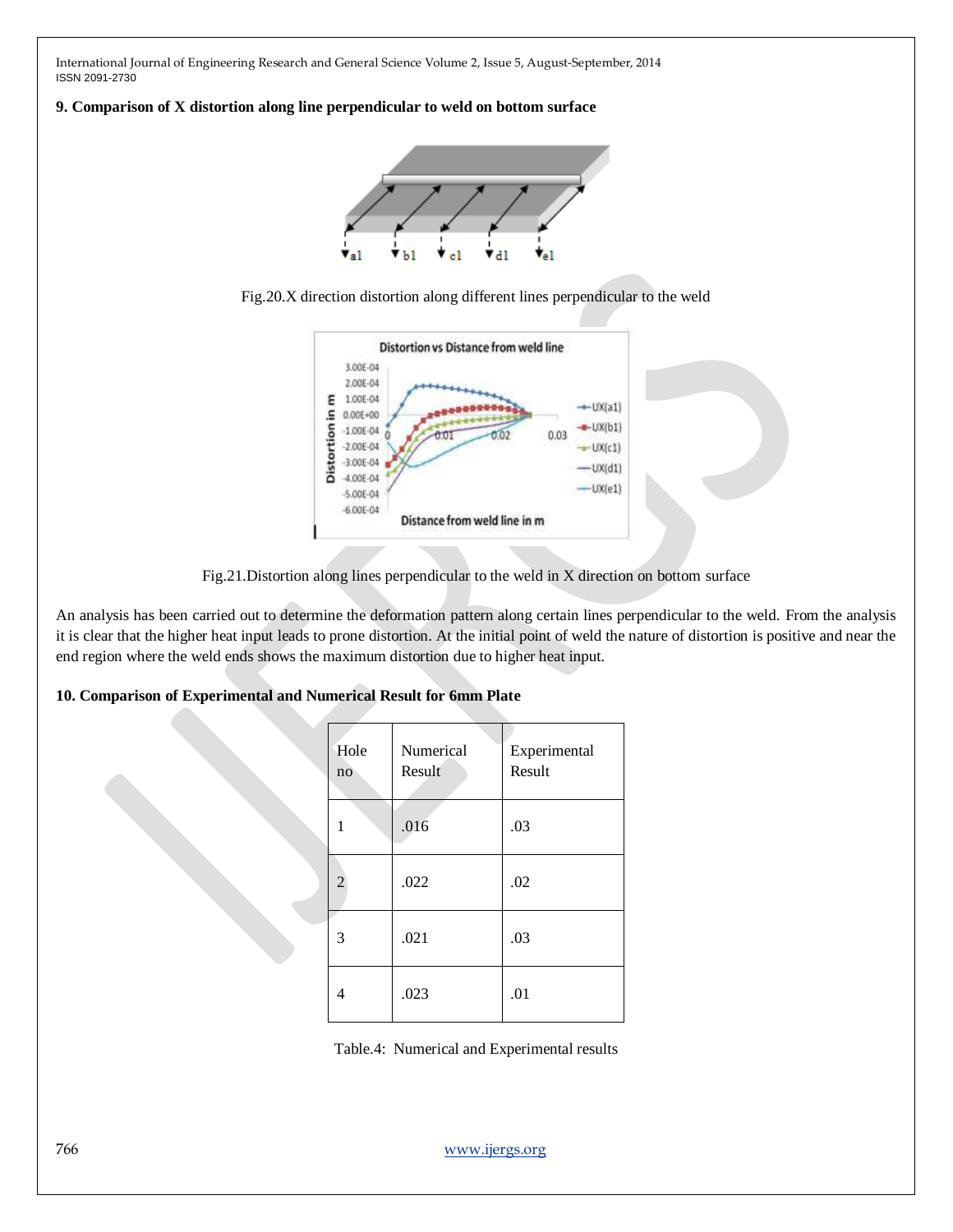## 9. Comparison of X distortion along line perpendicular to weld on bottom surface

Fig.20.X direction distortion along different lines perpendicular to the weld

Fig.21.Distortion along lines perpendicular to the weld in X direction on bottom surface

An analysis has been carried out to determine the deformation pattern along certain lines perpendicular to the weld. From the analysis it is clear that the higher heat input leads to prone distortion. At the initial point of weld the nature of distortion is positive and near the end region where the weld ends shows the maximum distortion due to higher heat input.

## 10. Comparison of Experimental and Numerical Result for 6mm Plate

| Hole no | Numerical Result | Experimental Result |
|---|---|---|
| 1 | .016 | .03 |
| 2 | .022 | .02 |
| 3 | .021 | .03 |
| 4 | .023 | .01 |

Table.4: Numerical and Experimental results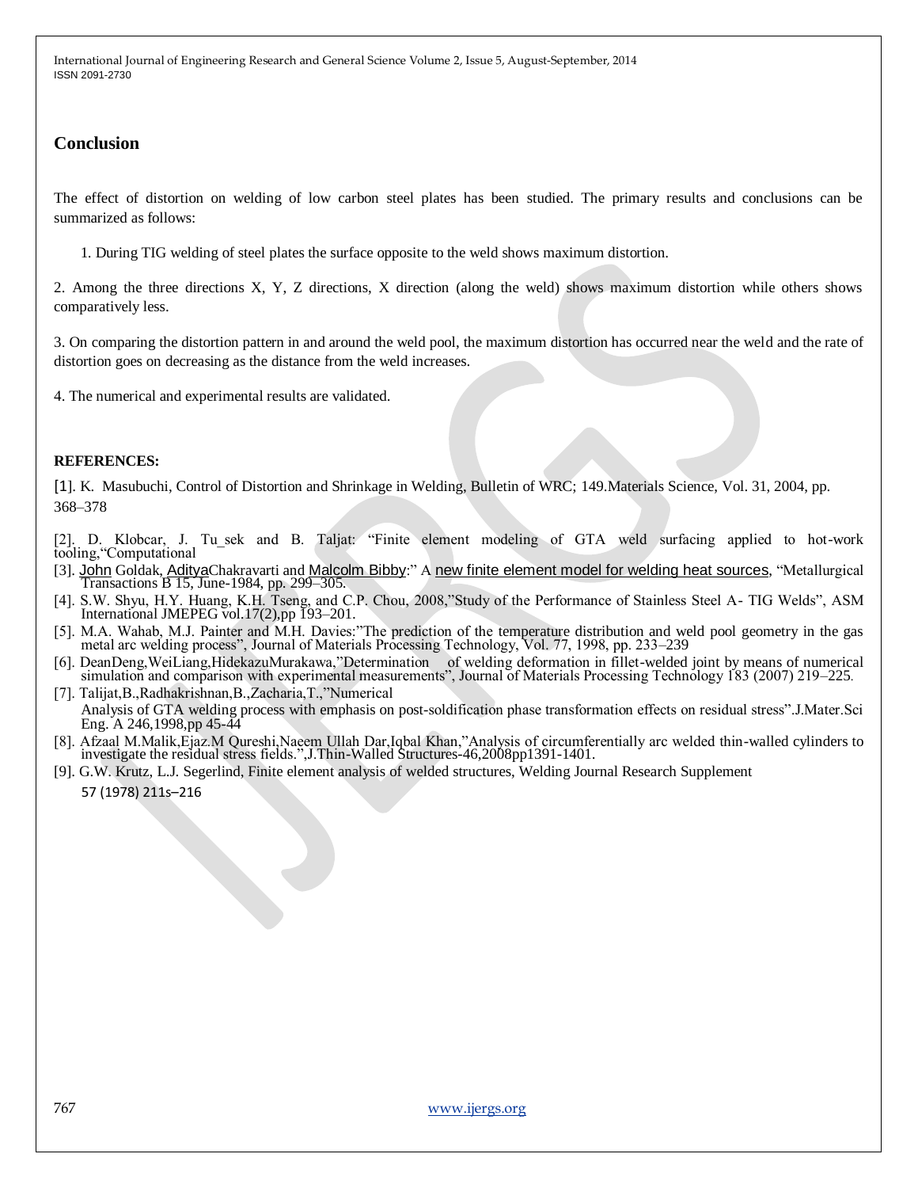## Conclusion

The effect of distortion on welding of low carbon steel plates has been studied. The primary results and conclusions can be summarized as follows:

1. During TIG welding of steel plates the surface opposite to the weld shows maximum distortion.

2. Among the three directions X, Y, Z directions, X direction (along the weld) shows maximum distortion while others shows comparatively less.

3. On comparing the distortion pattern in and around the weld pool, the maximum distortion has occurred near the weld and the rate of distortion goes on decreasing as the distance from the weld increases.

4. The numerical and experimental results are validated.

**REFERENCES:**

[1]. K. Masubuchi, Control of Distortion and Shrinkage in Welding, Bulletin of WRC; 149.Materials Science, Vol. 31, 2004, pp. 368–378

[2]. D. Klobcar, J. Tu_sek and B. Taljat: "Finite element modeling of GTA weld surfacing applied to hot-work tooling,"Computational

[3]. John Goldak, AdityaChakravarti and Malcolm Bibby:" A new finite element model for welding heat sources, "Metallurgical Transactions B 15, June-1984, pp. 299–305.

[4]. S.W. Shyu, H.Y. Huang, K.H. Tseng, and C.P. Chou, 2008,"Study of the Performance of Stainless Steel A- TIG Welds", ASM International JMEPEG vol.17(2),pp 193–201.

[5]. M.A. Wahab, M.J. Painter and M.H. Davies:"The prediction of the temperature distribution and weld pool geometry in the gas metal arc welding process", Journal of Materials Processing Technology, Vol. 77, 1998, pp. 233–239

[6]. DeanDeng,WeiLiang,HidekazuMurakawa,"Determination of welding deformation in fillet-welded joint by means of numerical simulation and comparison with experimental measurements", Journal of Materials Processing Technology 183 (2007) 219–225.

[7]. Talijat,B.,Radhakrishnan,B.,Zacharia,T.,"Numerical Analysis of GTA welding process with emphasis on post-soldification phase transformation effects on residual stress".J.Mater.Sci Eng. A 246,1998,pp 45-44

[8]. Afzaal M.Malik,Ejaz.M Qureshi,Naeem Ullah Dar,Iqbal Khan,"Analysis of circumferentially arc welded thin-walled cylinders to investigate the residual stress fields.",J.Thin-Walled Structures-46,2008pp1391-1401.

[9]. G.W. Krutz, L.J. Segerlind, Finite element analysis of welded structures, Welding Journal Research Supplement 57 (1978) 211s–216